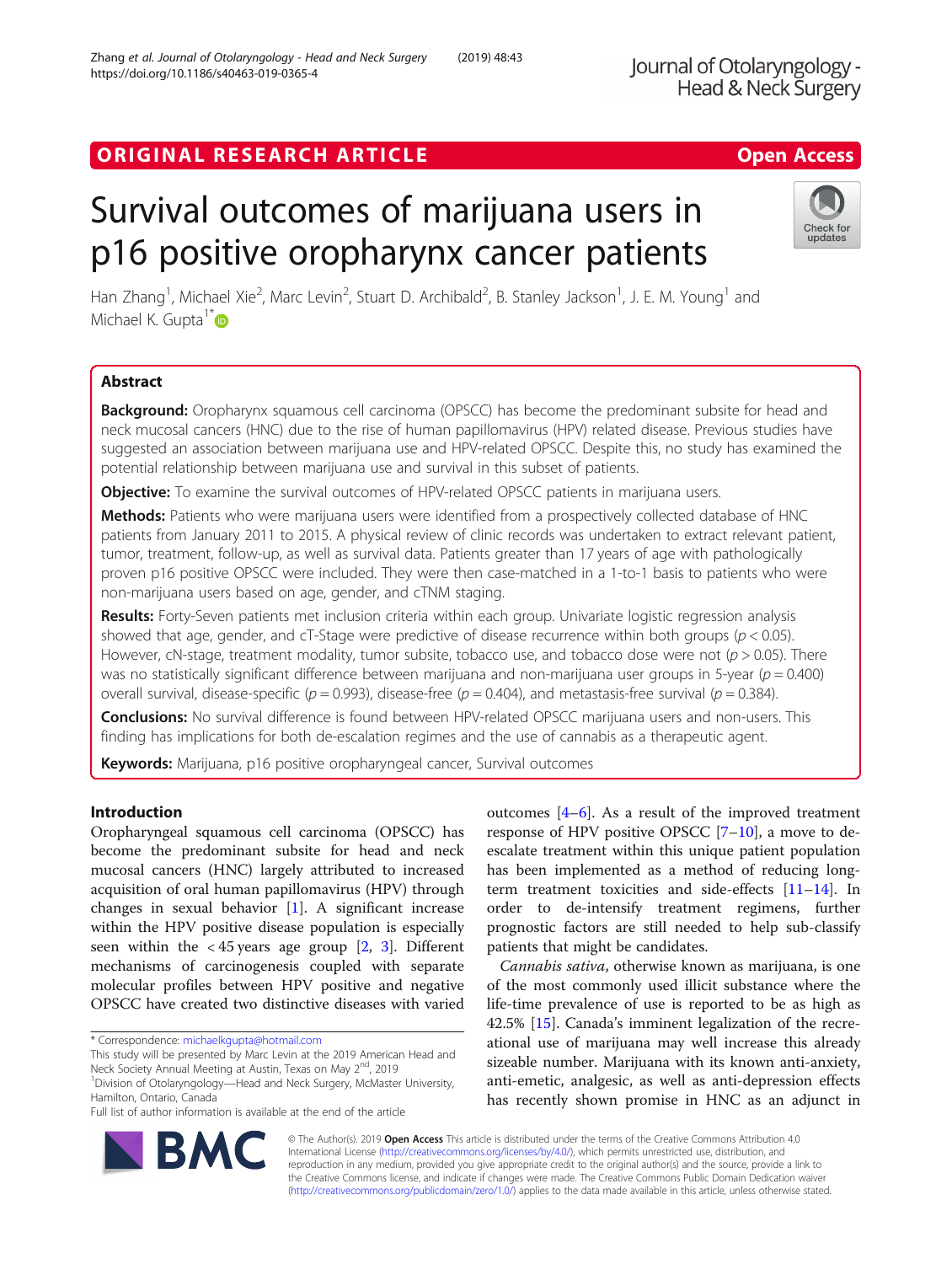ORIGINAL RESEARCH ARTICLE **Open Access**

# Survival outcomes of marijuana users in p16 positive oropharynx cancer patients

Han Zhang[1], Michael Xie[2], Marc Levin[2], Stuart D. Archibald[2], B. Stanley Jackson[1], J. E. M. Young[1] and Michael K. Gupta[1*]

## Abstract

**Background:** Oropharynx squamous cell carcinoma (OPSCC) has become the predominant subsite for head and neck mucosal cancers (HNC) due to the rise of human papillomavirus (HPV) related disease. Previous studies have suggested an association between marijuana use and HPV-related OPSCC. Despite this, no study has examined the potential relationship between marijuana use and survival in this subset of patients.

**Objective:** To examine the survival outcomes of HPV-related OPSCC patients in marijuana users.

**Methods:** Patients who were marijuana users were identified from a prospectively collected database of HNC patients from January 2011 to 2015. A physical review of clinic records was undertaken to extract relevant patient, tumor, treatment, follow-up, as well as survival data. Patients greater than 17 years of age with pathologically proven p16 positive OPSCC were included. They were then case-matched in a 1-to-1 basis to patients who were non-marijuana users based on age, gender, and cTNM staging.

**Results:** Forty-Seven patients met inclusion criteria within each group. Univariate logistic regression analysis showed that age, gender, and cT-Stage were predictive of disease recurrence within both groups ($p < 0.05$). However, cN-stage, treatment modality, tumor subsite, tobacco use, and tobacco dose were not ($p > 0.05$). There was no statistically significant difference between marijuana and non-marijuana user groups in 5-year ($p = 0.400$) overall survival, disease-specific ($p = 0.993$), disease-free ($p = 0.404$), and metastasis-free survival ($p = 0.384$).

**Conclusions:** No survival difference is found between HPV-related OPSCC marijuana users and non-users. This finding has implications for both de-escalation regimes and the use of cannabis as a therapeutic agent.

**Keywords:** Marijuana, p16 positive oropharyngeal cancer, Survival outcomes

## Introduction

Oropharyngeal squamous cell carcinoma (OPSCC) has become the predominant subsite for head and neck mucosal cancers (HNC) largely attributed to increased acquisition of oral human papillomavirus (HPV) through changes in sexual behavior [1]. A significant increase within the HPV positive disease population is especially seen within the < 45 years age group [2, 3]. Different mechanisms of carcinogenesis coupled with separate molecular profiles between HPV positive and negative OPSCC have created two distinctive diseases with varied outcomes [4–6]. As a result of the improved treatment response of HPV positive OPSCC [7–10], a move to de-escalate treatment within this unique patient population has been implemented as a method of reducing long-term treatment toxicities and side-effects [11–14]. In order to de-intensify treatment regimens, further prognostic factors are still needed to help sub-classify patients that might be candidates.

*Cannabis sativa*, otherwise known as marijuana, is one of the most commonly used illicit substance where the life-time prevalence of use is reported to be as high as 42.5% [15]. Canada's imminent legalization of the recreational use of marijuana may well increase this already sizeable number. Marijuana with its known anti-anxiety, anti-emetic, analgesic, as well as anti-depression effects has recently shown promise in HNC as an adjunct in

\* Correspondence: michaelkgupta@hotmail.com

This study will be presented by Marc Levin at the 2019 American Head and Neck Society Annual Meeting at Austin, Texas on May 2nd, 2019

[1]Division of Otolaryngology—Head and Neck Surgery, McMaster University, Hamilton, Ontario, Canada

Full list of author information is available at the end of the article

© The Author(s). 2019 **Open Access** This article is distributed under the terms of the Creative Commons Attribution 4.0 International License (http://creativecommons.org/licenses/by/4.0/), which permits unrestricted use, distribution, and reproduction in any medium, provided you give appropriate credit to the original author(s) and the source, provide a link to the Creative Commons license, and indicate if changes were made. The Creative Commons Public Domain Dedication waiver (http://creativecommons.org/publicdomain/zero/1.0/) applies to the data made available in this article, unless otherwise stated.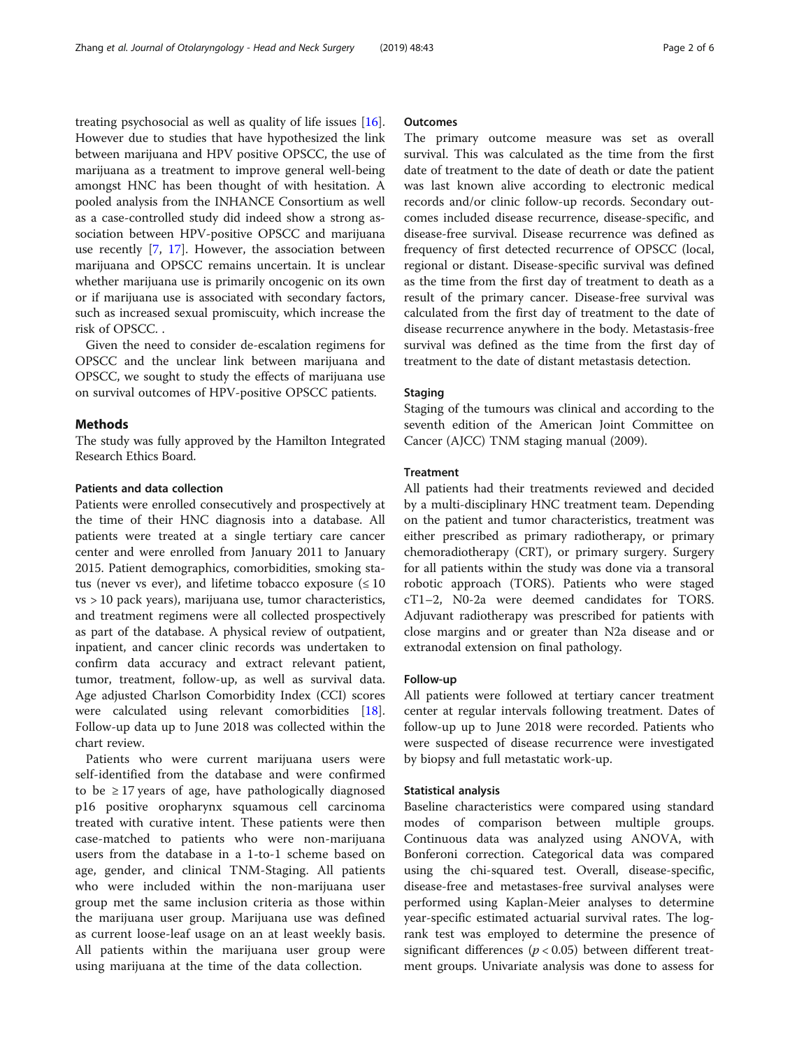treating psychosocial as well as quality of life issues [16]. However due to studies that have hypothesized the link between marijuana and HPV positive OPSCC, the use of marijuana as a treatment to improve general well-being amongst HNC has been thought of with hesitation. A pooled analysis from the INHANCE Consortium as well as a case-controlled study did indeed show a strong association between HPV-positive OPSCC and marijuana use recently [7, 17]. However, the association between marijuana and OPSCC remains uncertain. It is unclear whether marijuana use is primarily oncogenic on its own or if marijuana use is associated with secondary factors, such as increased sexual promiscuity, which increase the risk of OPSCC. .

Given the need to consider de-escalation regimens for OPSCC and the unclear link between marijuana and OPSCC, we sought to study the effects of marijuana use on survival outcomes of HPV-positive OPSCC patients.

## Methods

The study was fully approved by the Hamilton Integrated Research Ethics Board.

### Patients and data collection

Patients were enrolled consecutively and prospectively at the time of their HNC diagnosis into a database. All patients were treated at a single tertiary care cancer center and were enrolled from January 2011 to January 2015. Patient demographics, comorbidities, smoking status (never vs ever), and lifetime tobacco exposure (≤ 10 vs > 10 pack years), marijuana use, tumor characteristics, and treatment regimens were all collected prospectively as part of the database. A physical review of outpatient, inpatient, and cancer clinic records was undertaken to confirm data accuracy and extract relevant patient, tumor, treatment, follow-up, as well as survival data. Age adjusted Charlson Comorbidity Index (CCI) scores were calculated using relevant comorbidities [18]. Follow-up data up to June 2018 was collected within the chart review.

Patients who were current marijuana users were self-identified from the database and were confirmed to be ≥ 17 years of age, have pathologically diagnosed p16 positive oropharynx squamous cell carcinoma treated with curative intent. These patients were then case-matched to patients who were non-marijuana users from the database in a 1-to-1 scheme based on age, gender, and clinical TNM-Staging. All patients who were included within the non-marijuana user group met the same inclusion criteria as those within the marijuana user group. Marijuana use was defined as current loose-leaf usage on an at least weekly basis. All patients within the marijuana user group were using marijuana at the time of the data collection.

### Outcomes

The primary outcome measure was set as overall survival. This was calculated as the time from the first date of treatment to the date of death or date the patient was last known alive according to electronic medical records and/or clinic follow-up records. Secondary outcomes included disease recurrence, disease-specific, and disease-free survival. Disease recurrence was defined as frequency of first detected recurrence of OPSCC (local, regional or distant. Disease-specific survival was defined as the time from the first day of treatment to death as a result of the primary cancer. Disease-free survival was calculated from the first day of treatment to the date of disease recurrence anywhere in the body. Metastasis-free survival was defined as the time from the first day of treatment to the date of distant metastasis detection.

### Staging

Staging of the tumours was clinical and according to the seventh edition of the American Joint Committee on Cancer (AJCC) TNM staging manual (2009).

### Treatment

All patients had their treatments reviewed and decided by a multi-disciplinary HNC treatment team. Depending on the patient and tumor characteristics, treatment was either prescribed as primary radiotherapy, or primary chemoradiotherapy (CRT), or primary surgery. Surgery for all patients within the study was done via a transoral robotic approach (TORS). Patients who were staged cT1–2, N0-2a were deemed candidates for TORS. Adjuvant radiotherapy was prescribed for patients with close margins and or greater than N2a disease and or extranodal extension on final pathology.

### Follow-up

All patients were followed at tertiary cancer treatment center at regular intervals following treatment. Dates of follow-up up to June 2018 were recorded. Patients who were suspected of disease recurrence were investigated by biopsy and full metastatic work-up.

### Statistical analysis

Baseline characteristics were compared using standard modes of comparison between multiple groups. Continuous data was analyzed using ANOVA, with Bonferoni correction. Categorical data was compared using the chi-squared test. Overall, disease-specific, disease-free and metastases-free survival analyses were performed using Kaplan-Meier analyses to determine year-specific estimated actuarial survival rates. The log-rank test was employed to determine the presence of significant differences ($p < 0.05$) between different treatment groups. Univariate analysis was done to assess for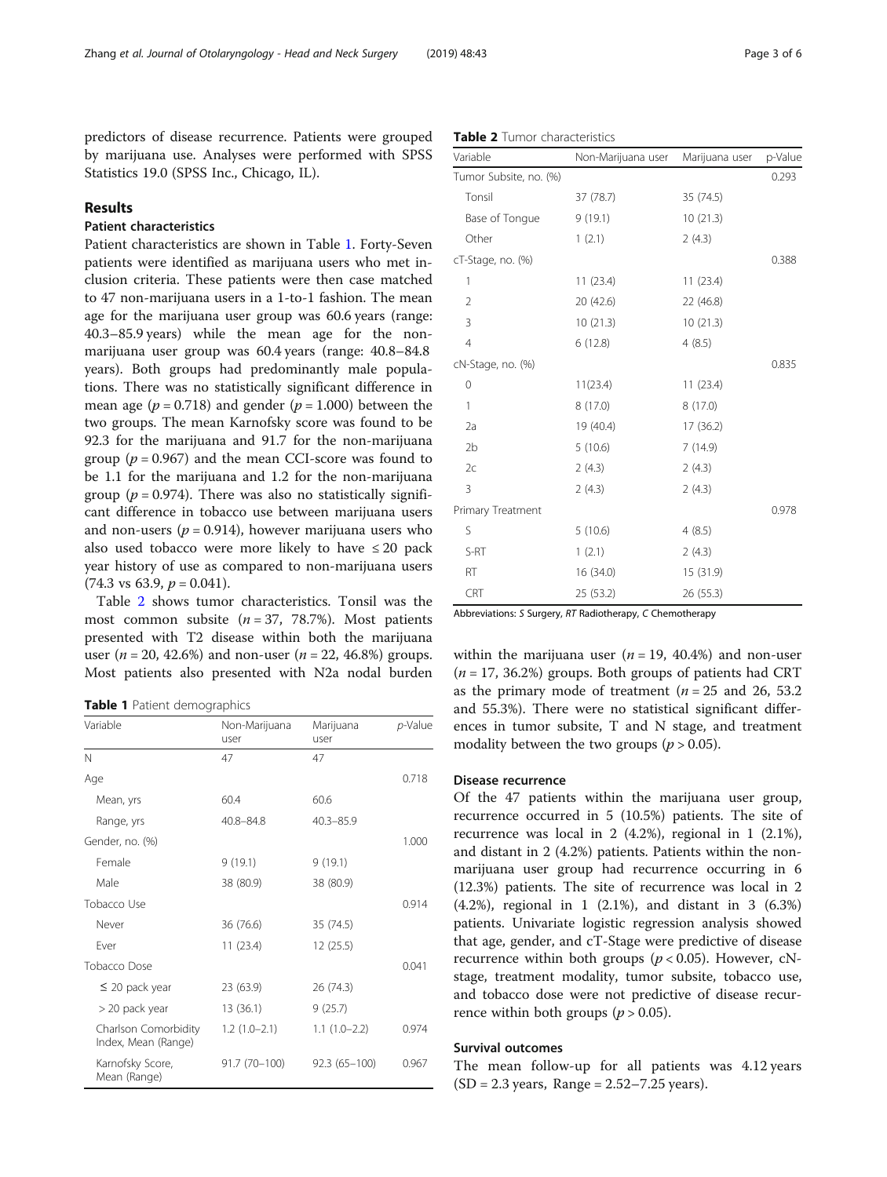predictors of disease recurrence. Patients were grouped by marijuana use. Analyses were performed with SPSS Statistics 19.0 (SPSS Inc., Chicago, IL).

## Results

### Patient characteristics

Patient characteristics are shown in Table 1. Forty-Seven patients were identified as marijuana users who met inclusion criteria. These patients were then case matched to 47 non-marijuana users in a 1-to-1 fashion. The mean age for the marijuana user group was 60.6 years (range: 40.3–85.9 years) while the mean age for the non-marijuana user group was 60.4 years (range: 40.8–84.8 years). Both groups had predominantly male populations. There was no statistically significant difference in mean age ($p = 0.718$) and gender ($p = 1.000$) between the two groups. The mean Karnofsky score was found to be 92.3 for the marijuana and 91.7 for the non-marijuana group ($p = 0.967$) and the mean CCI-score was found to be 1.1 for the marijuana and 1.2 for the non-marijuana group ($p = 0.974$). There was also no statistically significant difference in tobacco use between marijuana users and non-users ($p = 0.914$), however marijuana users who also used tobacco were more likely to have ≤ 20 pack year history of use as compared to non-marijuana users (74.3 vs 63.9, $p = 0.041$).

Table 2 shows tumor characteristics. Tonsil was the most common subsite ($n = 37$, 78.7%). Most patients presented with T2 disease within both the marijuana user ($n = 20$, 42.6%) and non-user ($n = 22$, 46.8%) groups. Most patients also presented with N2a nodal burden within the marijuana user ($n = 19$, 40.4%) and non-user ($n = 17$, 36.2%) groups. Both groups of patients had CRT as the primary mode of treatment ($n = 25$ and 26, 53.2 and 55.3%). There were no statistical significant differences in tumor subsite, T and N stage, and treatment modality between the two groups ($p > 0.05$).

**Table 1** Patient demographics

| Variable | Non-Marijuana user | Marijuana user | *p*-Value |
|---|---|---|---|
| N | 47 | 47 | |
| Age | | | 0.718 |
| Mean, yrs | 60.4 | 60.6 | |
| Range, yrs | 40.8–84.8 | 40.3–85.9 | |
| Gender, no. (%) | | | 1.000 |
| Female | 9 (19.1) | 9 (19.1) | |
| Male | 38 (80.9) | 38 (80.9) | |
| Tobacco Use | | | 0.914 |
| Never | 36 (76.6) | 35 (74.5) | |
| Ever | 11 (23.4) | 12 (25.5) | |
| Tobacco Dose | | | 0.041 |
| ≤ 20 pack year | 23 (63.9) | 26 (74.3) | |
| > 20 pack year | 13 (36.1) | 9 (25.7) | |
| Charlson Comorbidity Index, Mean (Range) | 1.2 (1.0–2.1) | 1.1 (1.0–2.2) | 0.974 |
| Karnofsky Score, Mean (Range) | 91.7 (70–100) | 92.3 (65–100) | 0.967 |

**Table 2** Tumor characteristics

| Variable | Non-Marijuana user | Marijuana user | p-Value |
|---|---|---|---|
| Tumor Subsite, no. (%) | | | 0.293 |
| Tonsil | 37 (78.7) | 35 (74.5) | |
| Base of Tongue | 9 (19.1) | 10 (21.3) | |
| Other | 1 (2.1) | 2 (4.3) | |
| cT-Stage, no. (%) | | | 0.388 |
| 1 | 11 (23.4) | 11 (23.4) | |
| 2 | 20 (42.6) | 22 (46.8) | |
| 3 | 10 (21.3) | 10 (21.3) | |
| 4 | 6 (12.8) | 4 (8.5) | |
| cN-Stage, no. (%) | | | 0.835 |
| 0 | 11(23.4) | 11 (23.4) | |
| 1 | 8 (17.0) | 8 (17.0) | |
| 2a | 19 (40.4) | 17 (36.2) | |
| 2b | 5 (10.6) | 7 (14.9) | |
| 2c | 2 (4.3) | 2 (4.3) | |
| 3 | 2 (4.3) | 2 (4.3) | |
| Primary Treatment | | | 0.978 |
| S | 5 (10.6) | 4 (8.5) | |
| S-RT | 1 (2.1) | 2 (4.3) | |
| RT | 16 (34.0) | 15 (31.9) | |
| CRT | 25 (53.2) | 26 (55.3) | |

Abbreviations: *S* Surgery, *RT* Radiotherapy, *C* Chemotherapy

### Disease recurrence

Of the 47 patients within the marijuana user group, recurrence occurred in 5 (10.5%) patients. The site of recurrence was local in 2 (4.2%), regional in 1 (2.1%), and distant in 2 (4.2%) patients. Patients within the non-marijuana user group had recurrence occurring in 6 (12.3%) patients. The site of recurrence was local in 2 (4.2%), regional in 1 (2.1%), and distant in 3 (6.3%) patients. Univariate logistic regression analysis showed that age, gender, and cT-Stage were predictive of disease recurrence within both groups ($p < 0.05$). However, cN-stage, treatment modality, tumor subsite, tobacco use, and tobacco dose were not predictive of disease recurrence within both groups ($p > 0.05$).

### Survival outcomes

The mean follow-up for all patients was 4.12 years (SD = 2.3 years, Range = 2.52–7.25 years).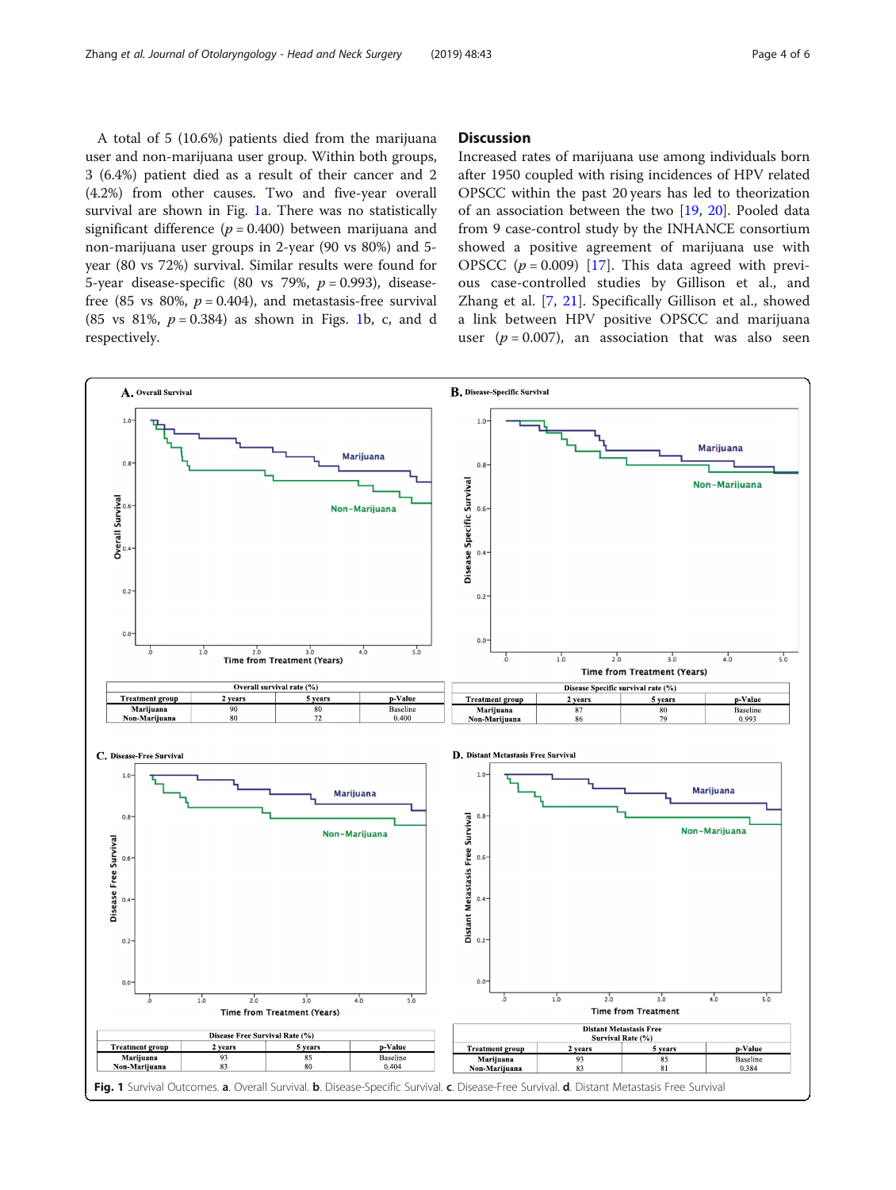A total of 5 (10.6%) patients died from the marijuana user and non-marijuana user group. Within both groups, 3 (6.4%) patient died as a result of their cancer and 2 (4.2%) from other causes. Two and five-year overall survival are shown in Fig. 1a. There was no statistically significant difference ($p = 0.400$) between marijuana and non-marijuana user groups in 2-year (90 vs 80%) and 5-year (80 vs 72%) survival. Similar results were found for 5-year disease-specific (80 vs 79%, $p = 0.993$), disease-free (85 vs 80%, $p = 0.404$), and metastasis-free survival (85 vs 81%, $p = 0.384$) as shown in Figs. 1b, c, and d respectively.

## Discussion

Increased rates of marijuana use among individuals born after 1950 coupled with rising incidences of HPV related OPSCC within the past 20 years has led to theorization of an association between the two [19, 20]. Pooled data from 9 case-control study by the INHANCE consortium showed a positive agreement of marijuana use with OPSCC ($p = 0.009$) [17]. This data agreed with previous case-controlled studies by Gillison et al., and Zhang et al. [7, 21]. Specifically Gillison et al., showed a link between HPV positive OPSCC and marijuana user ($p = 0.007$), an association that was also seen

| Overall survival rate (%) | | | |
|---|---|---|---|
| Treatment group | 2 years | 5 years | p-Value |
| Marijuana | 90 | 80 | Baseline |
| Non-Marijuana | 80 | 72 | 0.400 |

| Disease Specific survival rate (%) | | | |
|---|---|---|---|
| Treatment group | 2 years | 5 years | p-Value |
| Marijuana | 87 | 80 | Baseline |
| Non-Marijuana | 86 | 79 | 0.993 |

| Disease Free Survival Rate (%) | | | |
|---|---|---|---|
| Treatment group | 2 years | 5 years | p-Value |
| Marijuana | 93 | 85 | Baseline |
| Non-Marijuana | 83 | 80 | 0.404 |

| Distant Metastasis Free Survival Rate (%) | | | |
|---|---|---|---|
| Treatment group | 2 years | 5 years | p-Value |
| Marijuana | 93 | 85 | Baseline |
| Non-Marijuana | 83 | 81 | 0.384 |

**Fig. 1** Survival Outcomes. **a**. Overall Survival. **b**. Disease-Specific Survival. **c**. Disease-Free Survival. **d**. Distant Metastasis Free Survival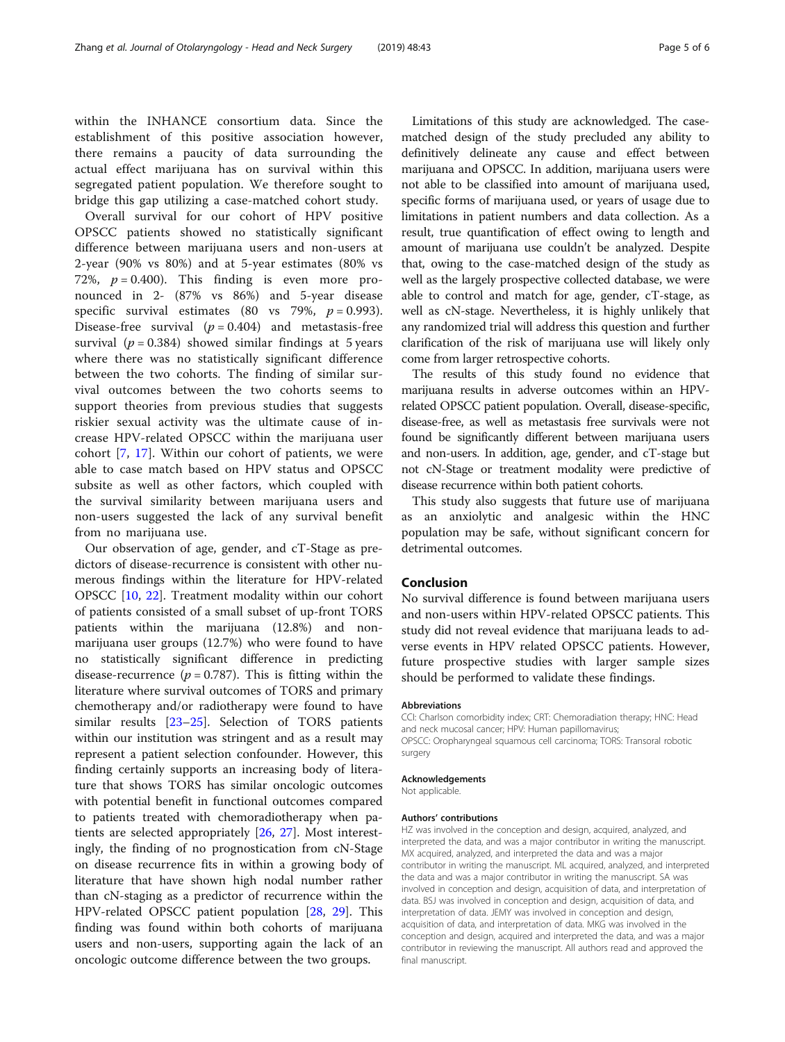within the INHANCE consortium data. Since the establishment of this positive association however, there remains a paucity of data surrounding the actual effect marijuana has on survival within this segregated patient population. We therefore sought to bridge this gap utilizing a case-matched cohort study.

Overall survival for our cohort of HPV positive OPSCC patients showed no statistically significant difference between marijuana users and non-users at 2-year (90% vs 80%) and at 5-year estimates (80% vs 72%, $p = 0.400$). This finding is even more pronounced in 2- (87% vs 86%) and 5-year disease specific survival estimates (80 vs 79%, $p = 0.993$). Disease-free survival ($p = 0.404$) and metastasis-free survival ($p = 0.384$) showed similar findings at 5 years where there was no statistically significant difference between the two cohorts. The finding of similar survival outcomes between the two cohorts seems to support theories from previous studies that suggests riskier sexual activity was the ultimate cause of increase HPV-related OPSCC within the marijuana user cohort [7, 17]. Within our cohort of patients, we were able to case match based on HPV status and OPSCC subsite as well as other factors, which coupled with the survival similarity between marijuana users and non-users suggested the lack of any survival benefit from no marijuana use.

Our observation of age, gender, and cT-Stage as predictors of disease-recurrence is consistent with other numerous findings within the literature for HPV-related OPSCC [10, 22]. Treatment modality within our cohort of patients consisted of a small subset of up-front TORS patients within the marijuana (12.8%) and non-marijuana user groups (12.7%) who were found to have no statistically significant difference in predicting disease-recurrence ($p = 0.787$). This is fitting within the literature where survival outcomes of TORS and primary chemotherapy and/or radiotherapy were found to have similar results [23–25]. Selection of TORS patients within our institution was stringent and as a result may represent a patient selection confounder. However, this finding certainly supports an increasing body of literature that shows TORS has similar oncologic outcomes with potential benefit in functional outcomes compared to patients treated with chemoradiotherapy when patients are selected appropriately [26, 27]. Most interestingly, the finding of no prognostication from cN-Stage on disease recurrence fits in within a growing body of literature that have shown high nodal number rather than cN-staging as a predictor of recurrence within the HPV-related OPSCC patient population [28, 29]. This finding was found within both cohorts of marijuana users and non-users, supporting again the lack of an oncologic outcome difference between the two groups.

Limitations of this study are acknowledged. The case-matched design of the study precluded any ability to definitively delineate any cause and effect between marijuana and OPSCC. In addition, marijuana users were not able to be classified into amount of marijuana used, specific forms of marijuana used, or years of usage due to limitations in patient numbers and data collection. As a result, true quantification of effect owing to length and amount of marijuana use couldn't be analyzed. Despite that, owing to the case-matched design of the study as well as the largely prospective collected database, we were able to control and match for age, gender, cT-stage, as well as cN-stage. Nevertheless, it is highly unlikely that any randomized trial will address this question and further clarification of the risk of marijuana use will likely only come from larger retrospective cohorts.

The results of this study found no evidence that marijuana results in adverse outcomes within an HPV-related OPSCC patient population. Overall, disease-specific, disease-free, as well as metastasis free survivals were not found be significantly different between marijuana users and non-users. In addition, age, gender, and cT-stage but not cN-Stage or treatment modality were predictive of disease recurrence within both patient cohorts.

This study also suggests that future use of marijuana as an anxiolytic and analgesic within the HNC population may be safe, without significant concern for detrimental outcomes.

## Conclusion

No survival difference is found between marijuana users and non-users within HPV-related OPSCC patients. This study did not reveal evidence that marijuana leads to adverse events in HPV related OPSCC patients. However, future prospective studies with larger sample sizes should be performed to validate these findings.

#### Abbreviations

CCI: Charlson comorbidity index; CRT: Chemoradiation therapy; HNC: Head and neck mucosal cancer; HPV: Human papillomavirus; OPSCC: Oropharyngeal squamous cell carcinoma; TORS: Transoral robotic surgery

#### Acknowledgements

Not applicable.

#### Authors' contributions

HZ was involved in the conception and design, acquired, analyzed, and interpreted the data, and was a major contributor in writing the manuscript. MX acquired, analyzed, and interpreted the data and was a major contributor in writing the manuscript. ML acquired, analyzed, and interpreted the data and was a major contributor in writing the manuscript. SA was involved in conception and design, acquisition of data, and interpretation of data. BSJ was involved in conception and design, acquisition of data, and interpretation of data. JEMY was involved in conception and design, acquisition of data, and interpretation of data. MKG was involved in the conception and design, acquired and interpreted the data, and was a major contributor in reviewing the manuscript. All authors read and approved the final manuscript.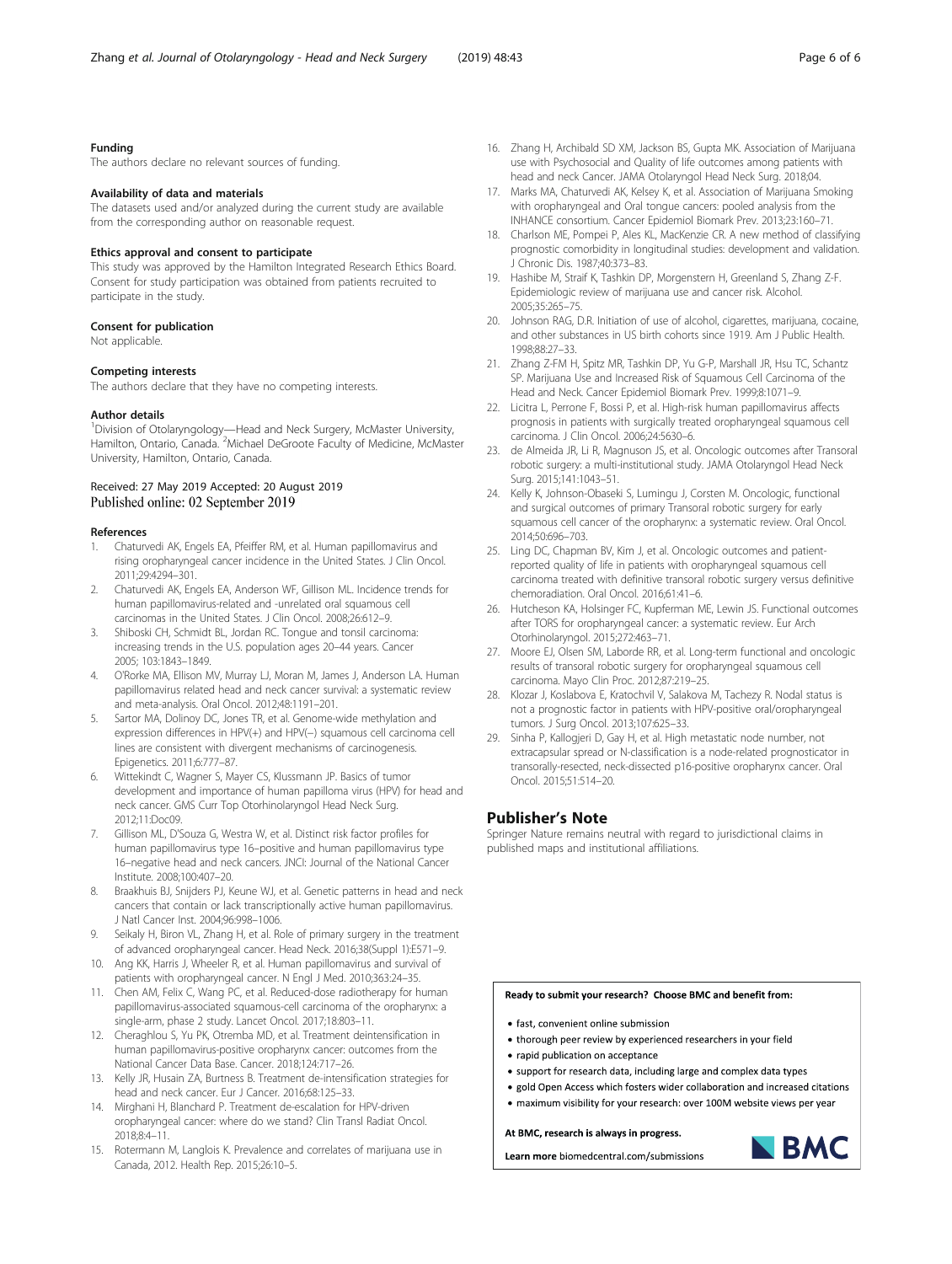### Funding

The authors declare no relevant sources of funding.

### Availability of data and materials

The datasets used and/or analyzed during the current study are available from the corresponding author on reasonable request.

### Ethics approval and consent to participate

This study was approved by the Hamilton Integrated Research Ethics Board. Consent for study participation was obtained from patients recruited to participate in the study.

### Consent for publication

Not applicable.

### Competing interests

The authors declare that they have no competing interests.

### Author details

[1]Division of Otolaryngology—Head and Neck Surgery, McMaster University, Hamilton, Ontario, Canada. [2]Michael DeGroote Faculty of Medicine, McMaster University, Hamilton, Ontario, Canada.

Received: 27 May 2019 Accepted: 20 August 2019
Published online: 02 September 2019

### References

1. Chaturvedi AK, Engels EA, Pfeiffer RM, et al. Human papillomavirus and rising oropharyngeal cancer incidence in the United States. J Clin Oncol. 2011;29:4294–301.
2. Chaturvedi AK, Engels EA, Anderson WF, Gillison ML. Incidence trends for human papillomavirus-related and -unrelated oral squamous cell carcinomas in the United States. J Clin Oncol. 2008;26:612–9.
3. Shiboski CH, Schmidt BL, Jordan RC. Tongue and tonsil carcinoma: increasing trends in the U.S. population ages 20–44 years. Cancer 2005; 103:1843–1849.
4. O'Rorke MA, Ellison MV, Murray LJ, Moran M, James J, Anderson LA. Human papillomavirus related head and neck cancer survival: a systematic review and meta-analysis. Oral Oncol. 2012;48:1191–201.
5. Sartor MA, Dolinoy DC, Jones TR, et al. Genome-wide methylation and expression differences in HPV(+) and HPV(−) squamous cell carcinoma cell lines are consistent with divergent mechanisms of carcinogenesis. Epigenetics. 2011;6:777–87.
6. Wittekindt C, Wagner S, Mayer CS, Klussmann JP. Basics of tumor development and importance of human papilloma virus (HPV) for head and neck cancer. GMS Curr Top Otorhinolaryngol Head Neck Surg. 2012;11:Doc09.
7. Gillison ML, D'Souza G, Westra W, et al. Distinct risk factor profiles for human papillomavirus type 16–positive and human papillomavirus type 16–negative head and neck cancers. JNCI: Journal of the National Cancer Institute. 2008;100:407–20.
8. Braakhuis BJ, Snijders PJ, Keune WJ, et al. Genetic patterns in head and neck cancers that contain or lack transcriptionally active human papillomavirus. J Natl Cancer Inst. 2004;96:998–1006.
9. Seikaly H, Biron VL, Zhang H, et al. Role of primary surgery in the treatment of advanced oropharyngeal cancer. Head Neck. 2016;38(Suppl 1):E571–9.
10. Ang KK, Harris J, Wheeler R, et al. Human papillomavirus and survival of patients with oropharyngeal cancer. N Engl J Med. 2010;363:24–35.
11. Chen AM, Felix C, Wang PC, et al. Reduced-dose radiotherapy for human papillomavirus-associated squamous-cell carcinoma of the oropharynx: a single-arm, phase 2 study. Lancet Oncol. 2017;18:803–11.
12. Cheraghlou S, Yu PK, Otremba MD, et al. Treatment deintensification in human papillomavirus-positive oropharynx cancer: outcomes from the National Cancer Data Base. Cancer. 2018;124:717–26.
13. Kelly JR, Husain ZA, Burtness B. Treatment de-intensification strategies for head and neck cancer. Eur J Cancer. 2016;68:125–33.
14. Mirghani H, Blanchard P. Treatment de-escalation for HPV-driven oropharyngeal cancer: where do we stand? Clin Transl Radiat Oncol. 2018;8:4–11.
15. Rotermann M, Langlois K. Prevalence and correlates of marijuana use in Canada, 2012. Health Rep. 2015;26:10–5.
16. Zhang H, Archibald SD XM, Jackson BS, Gupta MK. Association of Marijuana use with Psychosocial and Quality of life outcomes among patients with head and neck Cancer. JAMA Otolaryngol Head Neck Surg. 2018;04.
17. Marks MA, Chaturvedi AK, Kelsey K, et al. Association of Marijuana Smoking with oropharyngeal and Oral tongue cancers: pooled analysis from the INHANCE consortium. Cancer Epidemiol Biomark Prev. 2013;23:160–71.
18. Charlson ME, Pompei P, Ales KL, MacKenzie CR. A new method of classifying prognostic comorbidity in longitudinal studies: development and validation. J Chronic Dis. 1987;40:373–83.
19. Hashibe M, Straif K, Tashkin DP, Morgenstern H, Greenland S, Zhang Z-F. Epidemiologic review of marijuana use and cancer risk. Alcohol. 2005;35:265–75.
20. Johnson RAG, D.R. Initiation of use of alcohol, cigarettes, marijuana, cocaine, and other substances in US birth cohorts since 1919. Am J Public Health. 1998;88:27–33.
21. Zhang Z-FM H, Spitz MR, Tashkin DP, Yu G-P, Marshall JR, Hsu TC, Schantz SP. Marijuana Use and Increased Risk of Squamous Cell Carcinoma of the Head and Neck. Cancer Epidemiol Biomark Prev. 1999;8:1071–9.
22. Licitra L, Perrone F, Bossi P, et al. High-risk human papillomavirus affects prognosis in patients with surgically treated oropharyngeal squamous cell carcinoma. J Clin Oncol. 2006;24:5630–6.
23. de Almeida JR, Li R, Magnuson JS, et al. Oncologic outcomes after Transoral robotic surgery: a multi-institutional study. JAMA Otolaryngol Head Neck Surg. 2015;141:1043–51.
24. Kelly K, Johnson-Obaseki S, Lumingu J, Corsten M. Oncologic, functional and surgical outcomes of primary Transoral robotic surgery for early squamous cell cancer of the oropharynx: a systematic review. Oral Oncol. 2014;50:696–703.
25. Ling DC, Chapman BV, Kim J, et al. Oncologic outcomes and patient-reported quality of life in patients with oropharyngeal squamous cell carcinoma treated with definitive transoral robotic surgery versus definitive chemoradiation. Oral Oncol. 2016;61:41–6.
26. Hutcheson KA, Holsinger FC, Kupferman ME, Lewin JS. Functional outcomes after TORS for oropharyngeal cancer: a systematic review. Eur Arch Otorhinolaryngol. 2015;272:463–71.
27. Moore EJ, Olsen SM, Laborde RR, et al. Long-term functional and oncologic results of transoral robotic surgery for oropharyngeal squamous cell carcinoma. Mayo Clin Proc. 2012;87:219–25.
28. Klozar J, Koslabova E, Kratochvil V, Salakova M, Tachezy R. Nodal status is not a prognostic factor in patients with HPV-positive oral/oropharyngeal tumors. J Surg Oncol. 2013;107:625–33.
29. Sinha P, Kallogjeri D, Gay H, et al. High metastatic node number, not extracapsular spread or N-classification is a node-related prognosticator in transorally-resected, neck-dissected p16-positive oropharynx cancer. Oral Oncol. 2015;51:514–20.

## Publisher's Note

Springer Nature remains neutral with regard to jurisdictional claims in published maps and institutional affiliations.

**Ready to submit your research? Choose BMC and benefit from:**

- fast, convenient online submission
- thorough peer review by experienced researchers in your field
- rapid publication on acceptance
- support for research data, including large and complex data types
- gold Open Access which fosters wider collaboration and increased citations
- maximum visibility for your research: over 100M website views per year

**At BMC, research is always in progress.**

**Learn more** biomedcentral.com/submissions